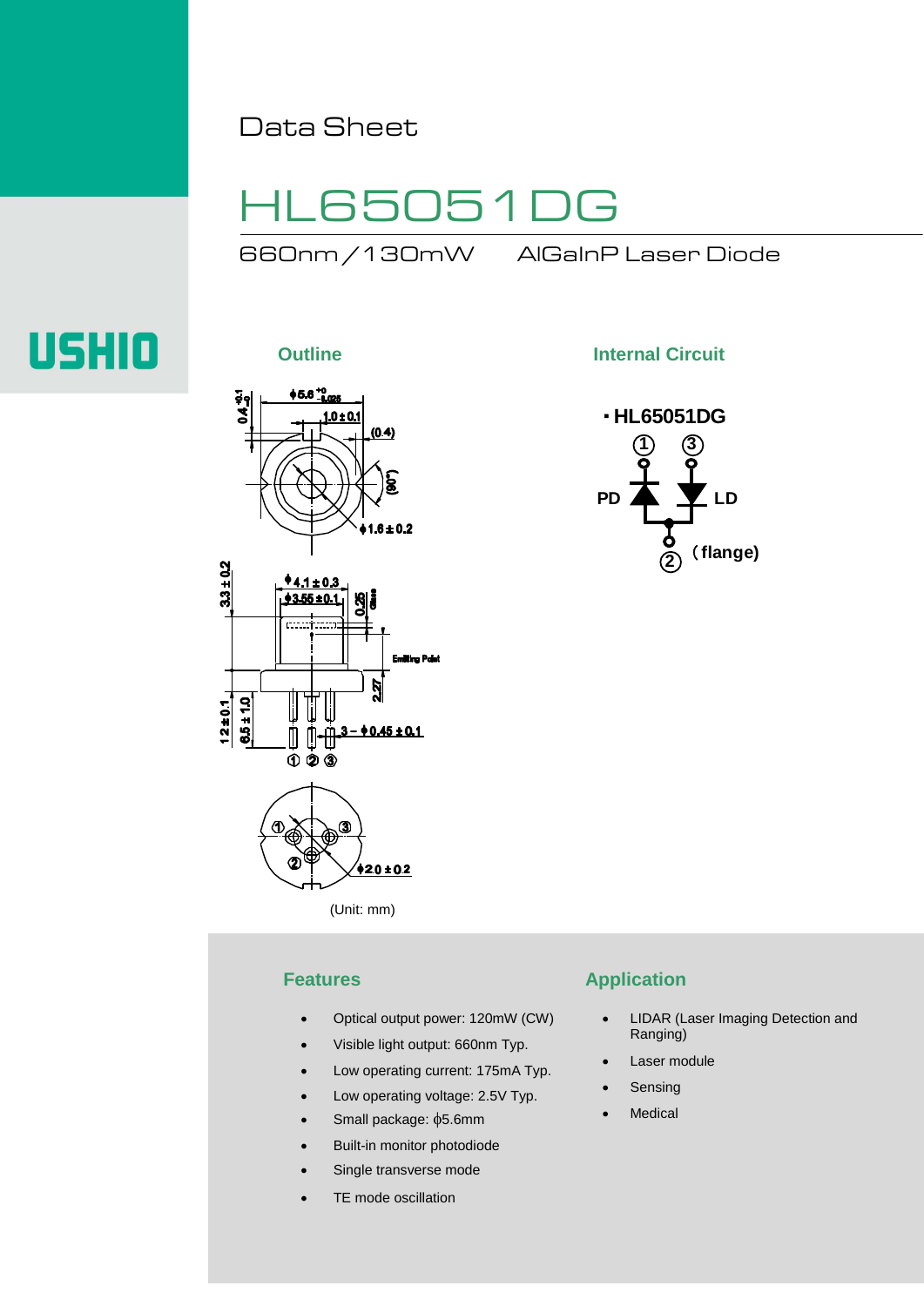Data Sheet

# HL65051DG

660nm／130mW　　AlGaInP Laser Diode

USHIO

## Outline

(Unit: mm)

## Internal Circuit

・HL65051DG

## Features

- Optical output power: 120mW (CW)
- Visible light output: 660nm Typ.
- Low operating current: 175mA Typ.
- Low operating voltage: 2.5V Typ.
- Small package: ϕ5.6mm
- Built-in monitor photodiode
- Single transverse mode
- TE mode oscillation

## Application

- LIDAR (Laser Imaging Detection and Ranging)
- Laser module
- Sensing
- Medical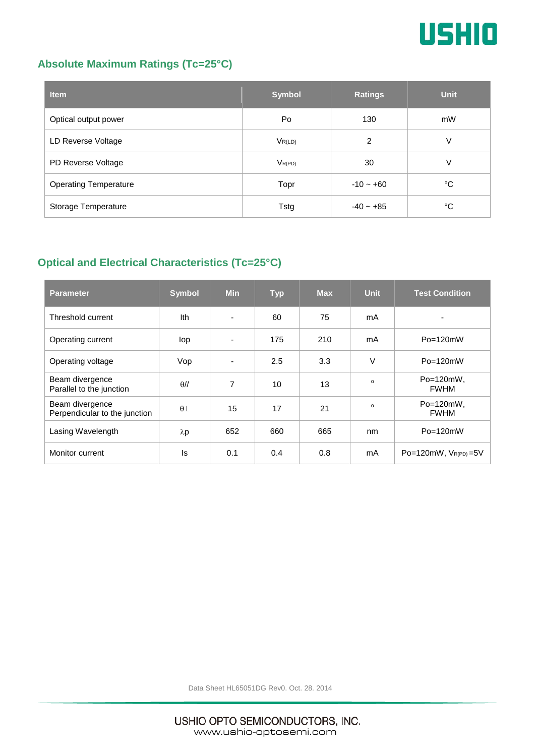## Absolute Maximum Ratings (Tc=25°C)

| Item | Symbol | Ratings | Unit |
|---|---|---|---|
| Optical output power | Po | 130 | mW |
| LD Reverse Voltage | $V_{R(LD)}$ | 2 | V |
| PD Reverse Voltage | $V_{R(PD)}$ | 30 | V |
| Operating Temperature | Topr | -10 ~ +60 | °C |
| Storage Temperature | Tstg | -40 ~ +85 | °C |

## Optical and Electrical Characteristics (Tc=25°C)

| Parameter | Symbol | Min | Typ | Max | Unit | Test Condition |
|---|---|---|---|---|---|---|
| Threshold current | Ith | - | 60 | 75 | mA | - |
| Operating current | Iop | - | 175 | 210 | mA | Po=120mW |
| Operating voltage | Vop | - | 2.5 | 3.3 | V | Po=120mW |
| Beam divergence Parallel to the junction | $\theta_{//}$ | 7 | 10 | 13 | ° | Po=120mW, FWHM |
| Beam divergence Perpendicular to the junction | $\theta_{\perp}$ | 15 | 17 | 21 | ° | Po=120mW, FWHM |
| Lasing Wavelength | $\lambda p$ | 652 | 660 | 665 | nm | Po=120mW |
| Monitor current | Is | 0.1 | 0.4 | 0.8 | mA | Po=120mW, $V_{R(PD)}$=5V |

Data Sheet HL65051DG Rev0. Oct. 28. 2014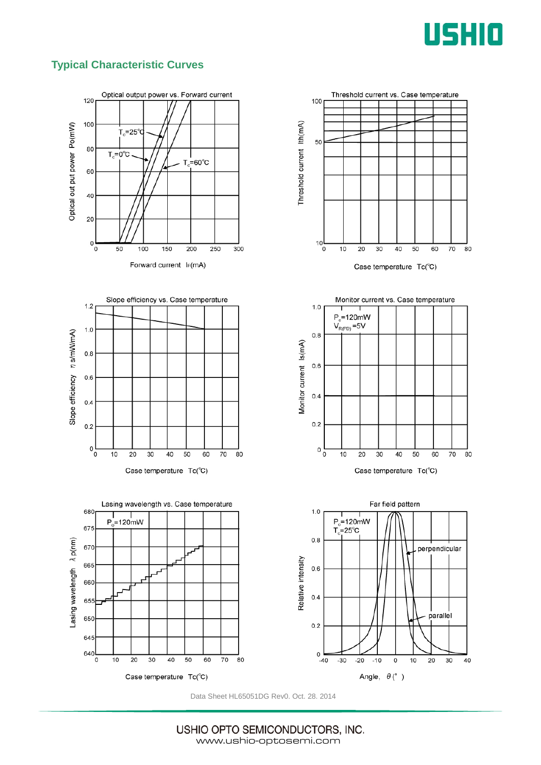## Typical Characteristic Curves

Optical output power vs. Forward current

Optical out put power Po(mW)

$T_c$=25°C

$T_c$=0°C

$T_c$=60°C

Forward current $I_F$(mA)

Threshold current vs. Case temperature

Threshold current Ith(mA)

Case temperature Tc(°C)

Slope efficiency vs. Case temperature

Slope efficiency η s(mW/mA)

Case temperature Tc(°C)

Monitor current vs. Case temperature

$P_o$=120mW
$V_{R(PD)}$=5V

Monitor current Is(mA)

Case temperature Tc(°C)

Lasing wavelength vs. Case temperature

$P_o$=120mW

Lasing wavelength λ p(nm)

Case temperature Tc(°C)

Far field pattern

$P_o$=120mW
$T_c$=25°C

perpendicular

parallel

Relative intensity

Angle, θ(° )

Data Sheet HL65051DG Rev0. Oct. 28. 2014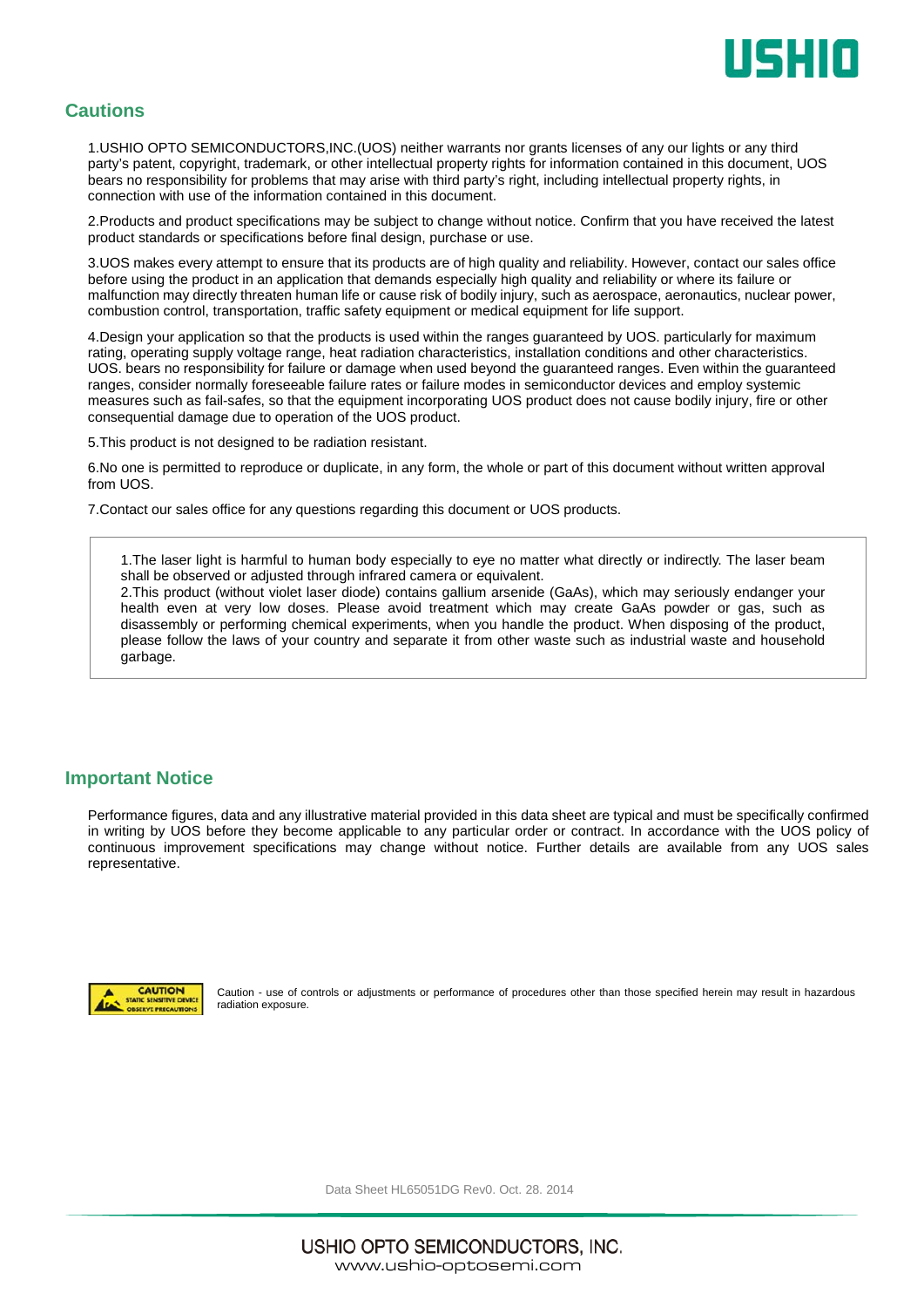## Cautions

1.USHIO OPTO SEMICONDUCTORS,INC.(UOS) neither warrants nor grants licenses of any our lights or any third party's patent, copyright, trademark, or other intellectual property rights for information contained in this document, UOS bears no responsibility for problems that may arise with third party's right, including intellectual property rights, in connection with use of the information contained in this document.

2.Products and product specifications may be subject to change without notice. Confirm that you have received the latest product standards or specifications before final design, purchase or use.

3.UOS makes every attempt to ensure that its products are of high quality and reliability. However, contact our sales office before using the product in an application that demands especially high quality and reliability or where its failure or malfunction may directly threaten human life or cause risk of bodily injury, such as aerospace, aeronautics, nuclear power, combustion control, transportation, traffic safety equipment or medical equipment for life support.

4.Design your application so that the products is used within the ranges guaranteed by UOS. particularly for maximum rating, operating supply voltage range, heat radiation characteristics, installation conditions and other characteristics. UOS. bears no responsibility for failure or damage when used beyond the guaranteed ranges. Even within the guaranteed ranges, consider normally foreseeable failure rates or failure modes in semiconductor devices and employ systemic measures such as fail-safes, so that the equipment incorporating UOS product does not cause bodily injury, fire or other consequential damage due to operation of the UOS product.

5.This product is not designed to be radiation resistant.

6.No one is permitted to reproduce or duplicate, in any form, the whole or part of this document without written approval from UOS.

7.Contact our sales office for any questions regarding this document or UOS products.

1.The laser light is harmful to human body especially to eye no matter what directly or indirectly. The laser beam shall be observed or adjusted through infrared camera or equivalent.
2.This product (without violet laser diode) contains gallium arsenide (GaAs), which may seriously endanger your health even at very low doses. Please avoid treatment which may create GaAs powder or gas, such as disassembly or performing chemical experiments, when you handle the product. When disposing of the product, please follow the laws of your country and separate it from other waste such as industrial waste and household garbage.

## Important Notice

Performance figures, data and any illustrative material provided in this data sheet are typical and must be specifically confirmed in writing by UOS before they become applicable to any particular order or contract. In accordance with the UOS policy of continuous improvement specifications may change without notice. Further details are available from any UOS sales representative.

CAUTION STATIC SENSITIVE DEVICE OBSERVE PRECAUTIONS

Caution - use of controls or adjustments or performance of procedures other than those specified herein may result in hazardous radiation exposure.

Data Sheet HL65051DG Rev0. Oct. 28. 2014

USHIO OPTO SEMICONDUCTORS, INC.
www.ushio-optosemi.com